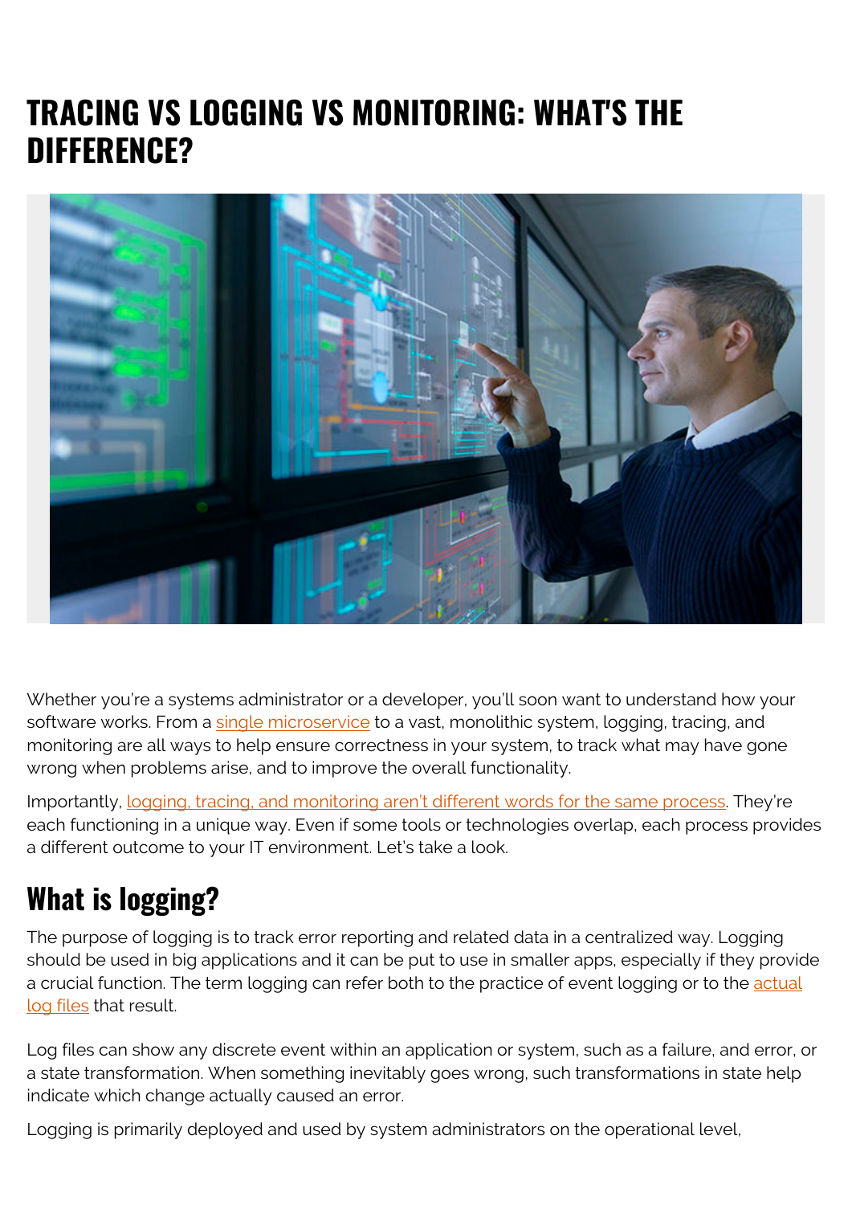# TRACING VS LOGGING VS MONITORING: WHAT'S THE DIFFERENCE?

Whether you're a systems administrator or a developer, you'll soon want to understand how your software works. From a single microservice to a vast, monolithic system, logging, tracing, and monitoring are all ways to help ensure correctness in your system, to track what may have gone wrong when problems arise, and to improve the overall functionality.

Importantly, logging, tracing, and monitoring aren't different words for the same process. They're each functioning in a unique way. Even if some tools or technologies overlap, each process provides a different outcome to your IT environment. Let's take a look.

## What is logging?

The purpose of logging is to track error reporting and related data in a centralized way. Logging should be used in big applications and it can be put to use in smaller apps, especially if they provide a crucial function. The term logging can refer both to the practice of event logging or to the actual log files that result.

Log files can show any discrete event within an application or system, such as a failure, and error, or a state transformation. When something inevitably goes wrong, such transformations in state help indicate which change actually caused an error.

Logging is primarily deployed and used by system administrators on the operational level,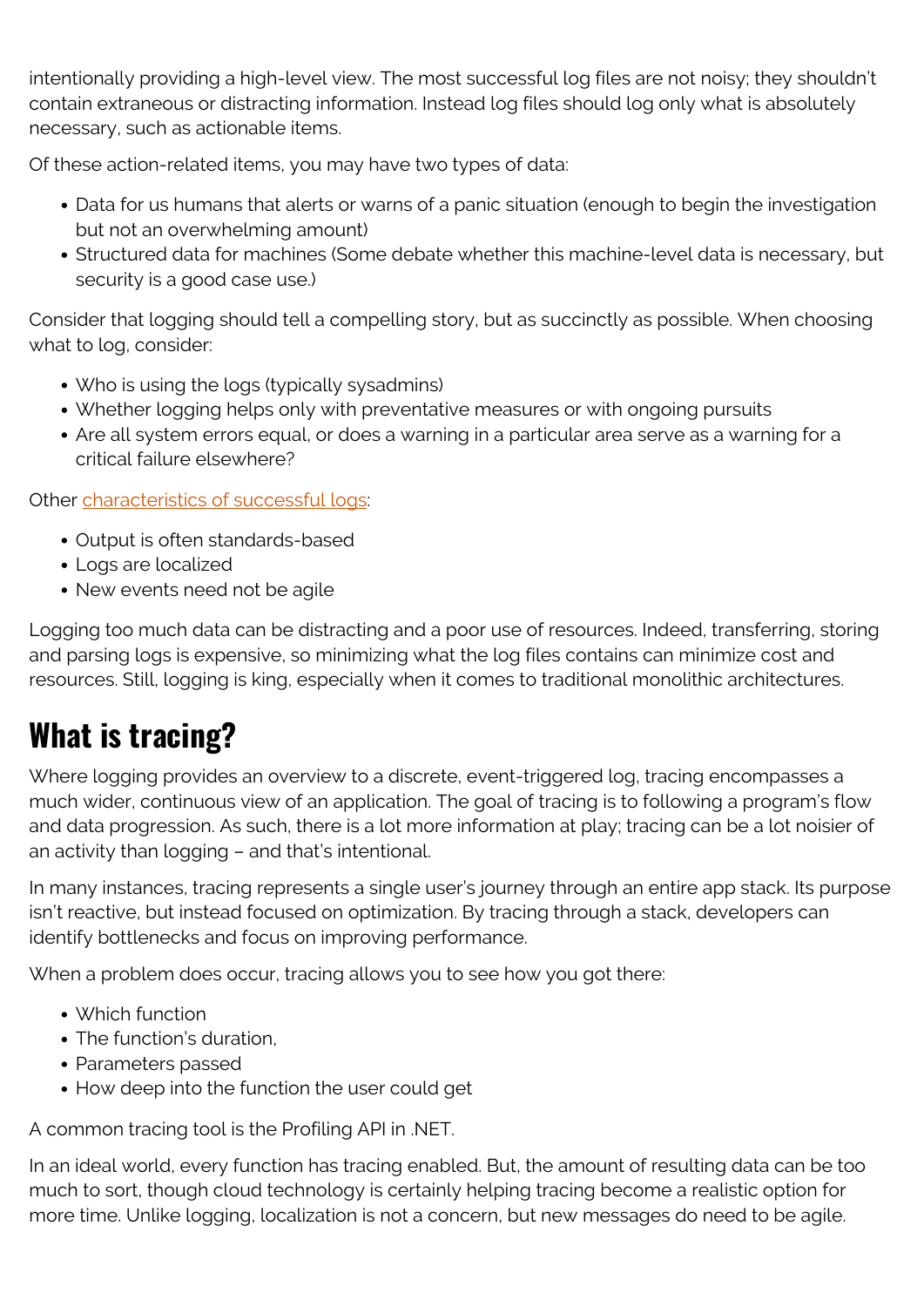intentionally providing a high-level view. The most successful log files are not noisy; they shouldn't contain extraneous or distracting information. Instead log files should log only what is absolutely necessary, such as actionable items.

Of these action-related items, you may have two types of data:

- Data for us humans that alerts or warns of a panic situation (enough to begin the investigation but not an overwhelming amount)
- Structured data for machines (Some debate whether this machine-level data is necessary, but security is a good case use.)

Consider that logging should tell a compelling story, but as succinctly as possible. When choosing what to log, consider:

- Who is using the logs (typically sysadmins)
- Whether logging helps only with preventative measures or with ongoing pursuits
- Are all system errors equal, or does a warning in a particular area serve as a warning for a critical failure elsewhere?

Other [characteristics of successful logs](#):

- Output is often standards-based
- Logs are localized
- New events need not be agile

Logging too much data can be distracting and a poor use of resources. Indeed, transferring, storing and parsing logs is expensive, so minimizing what the log files contains can minimize cost and resources. Still, logging is king, especially when it comes to traditional monolithic architectures.

# What is tracing?

Where logging provides an overview to a discrete, event-triggered log, tracing encompasses a much wider, continuous view of an application. The goal of tracing is to following a program's flow and data progression. As such, there is a lot more information at play; tracing can be a lot noisier of an activity than logging – and that's intentional.

In many instances, tracing represents a single user's journey through an entire app stack. Its purpose isn't reactive, but instead focused on optimization. By tracing through a stack, developers can identify bottlenecks and focus on improving performance.

When a problem does occur, tracing allows you to see how you got there:

- Which function
- The function's duration,
- Parameters passed
- How deep into the function the user could get

A common tracing tool is the Profiling API in .NET.

In an ideal world, every function has tracing enabled. But, the amount of resulting data can be too much to sort, though cloud technology is certainly helping tracing become a realistic option for more time. Unlike logging, localization is not a concern, but new messages do need to be agile.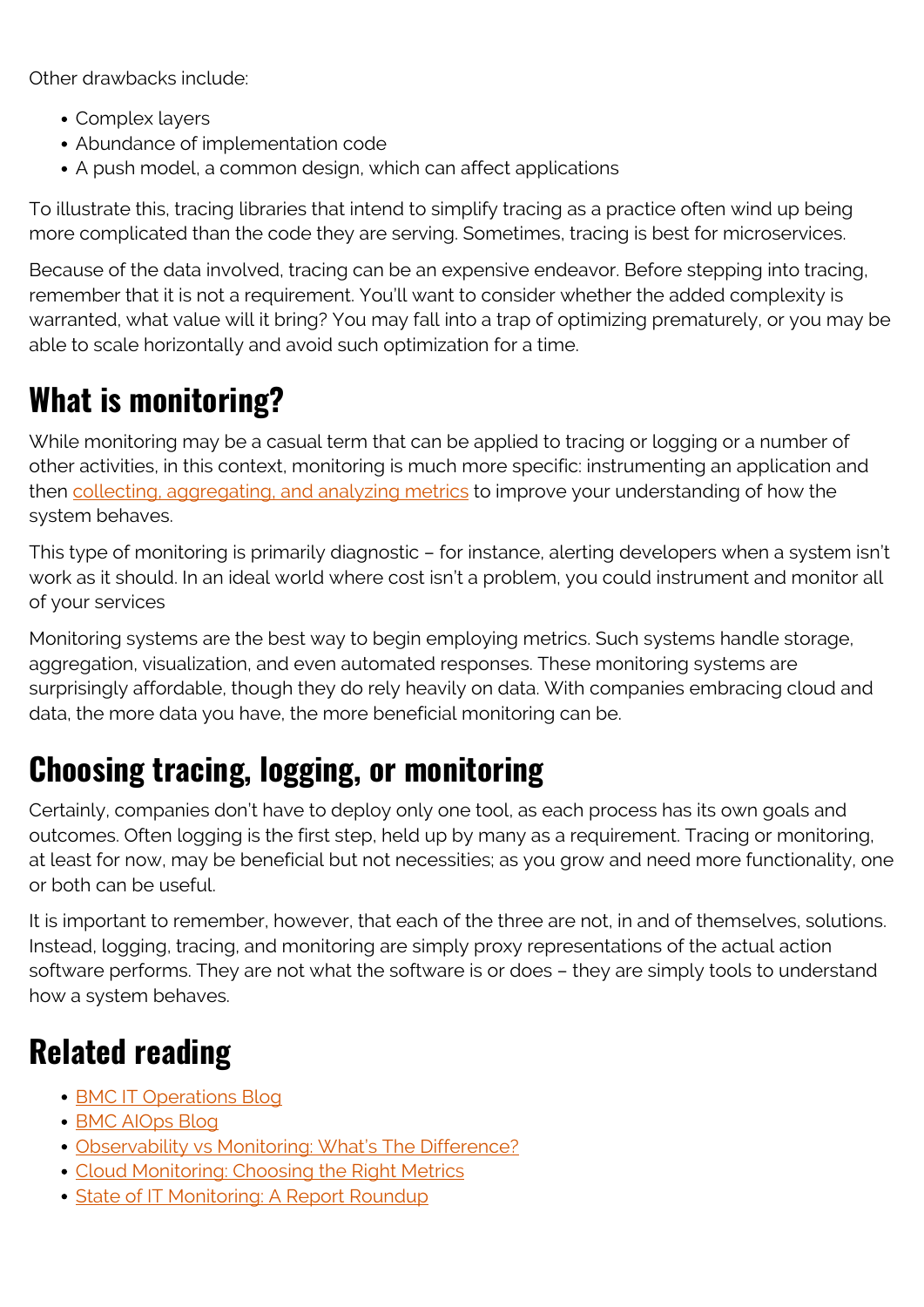Other drawbacks include:

- Complex layers
- Abundance of implementation code
- A push model, a common design, which can affect applications

To illustrate this, tracing libraries that intend to simplify tracing as a practice often wind up being more complicated than the code they are serving. Sometimes, tracing is best for microservices.

Because of the data involved, tracing can be an expensive endeavor. Before stepping into tracing, remember that it is not a requirement. You'll want to consider whether the added complexity is warranted, what value will it bring? You may fall into a trap of optimizing prematurely, or you may be able to scale horizontally and avoid such optimization for a time.

## What is monitoring?

While monitoring may be a casual term that can be applied to tracing or logging or a number of other activities, in this context, monitoring is much more specific: instrumenting an application and then collecting, aggregating, and analyzing metrics to improve your understanding of how the system behaves.

This type of monitoring is primarily diagnostic – for instance, alerting developers when a system isn't work as it should. In an ideal world where cost isn't a problem, you could instrument and monitor all of your services

Monitoring systems are the best way to begin employing metrics. Such systems handle storage, aggregation, visualization, and even automated responses. These monitoring systems are surprisingly affordable, though they do rely heavily on data. With companies embracing cloud and data, the more data you have, the more beneficial monitoring can be.

## Choosing tracing, logging, or monitoring

Certainly, companies don't have to deploy only one tool, as each process has its own goals and outcomes. Often logging is the first step, held up by many as a requirement. Tracing or monitoring, at least for now, may be beneficial but not necessities; as you grow and need more functionality, one or both can be useful.

It is important to remember, however, that each of the three are not, in and of themselves, solutions. Instead, logging, tracing, and monitoring are simply proxy representations of the actual action software performs. They are not what the software is or does – they are simply tools to understand how a system behaves.

## Related reading

- BMC IT Operations Blog
- BMC AIOps Blog
- Observability vs Monitoring: What's The Difference?
- Cloud Monitoring: Choosing the Right Metrics
- State of IT Monitoring: A Report Roundup